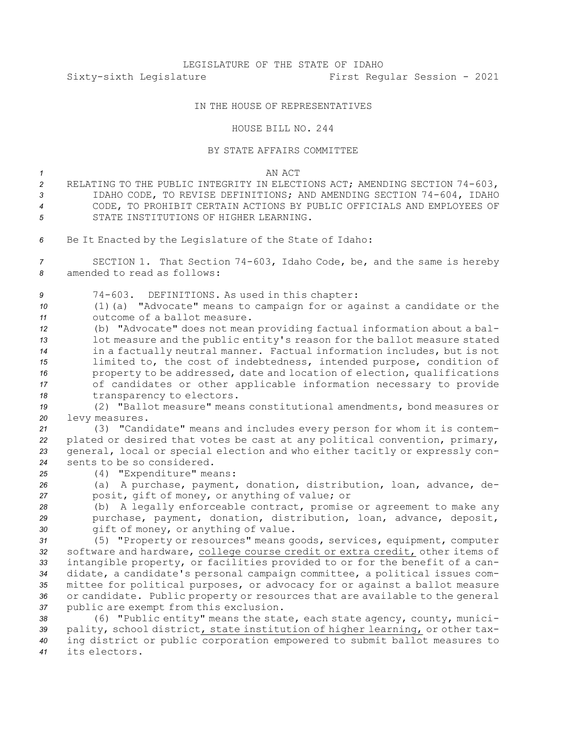LEGISLATURE OF THE STATE OF IDAHO

Sixty-sixth Legislature First Regular Session - 2021

IN THE HOUSE OF REPRESENTATIVES

HOUSE BILL NO. 244

BY STATE AFFAIRS COMMITTEE

AN ACT

RELATING TO THE PUBLIC INTEGRITY IN ELECTIONS ACT; AMENDING SECTION 74-603, IDAHO CODE, TO REVISE DEFINITIONS; AND AMENDING SECTION 74-604, IDAHO CODE, TO PROHIBIT CERTAIN ACTIONS BY PUBLIC OFFICIALS AND EMPLOYEES OF STATE INSTITUTIONS OF HIGHER LEARNING.

Be It Enacted by the Legislature of the State of Idaho:

SECTION 1. That Section 74-603, Idaho Code, be, and the same is hereby amended to read as follows:

74-603. DEFINITIONS. As used in this chapter:

(1)(a) "Advocate" means to campaign for or against a candidate or the outcome of a ballot measure.

(b) "Advocate" does not mean providing factual information about a ballot measure and the public entity's reason for the ballot measure stated in a factually neutral manner. Factual information includes, but is not limited to, the cost of indebtedness, intended purpose, condition of property to be addressed, date and location of election, qualifications of candidates or other applicable information necessary to provide transparency to electors.

(2) "Ballot measure" means constitutional amendments, bond measures or levy measures.

(3) "Candidate" means and includes every person for whom it is contemplated or desired that votes be cast at any political convention, primary, general, local or special election and who either tacitly or expressly consents to be so considered.

(4) "Expenditure" means:

(a) A purchase, payment, donation, distribution, loan, advance, deposit, gift of money, or anything of value; or

(b) A legally enforceable contract, promise or agreement to make any purchase, payment, donation, distribution, loan, advance, deposit, gift of money, or anything of value.

(5) "Property or resources" means goods, services, equipment, computer software and hardware, college course credit or extra credit, other items of intangible property, or facilities provided to or for the benefit of a candidate, a candidate's personal campaign committee, a political issues committee for political purposes, or advocacy for or against a ballot measure or candidate. Public property or resources that are available to the general public are exempt from this exclusion.

(6) "Public entity" means the state, each state agency, county, municipality, school district, state institution of higher learning, or other taxing district or public corporation empowered to submit ballot measures to its electors.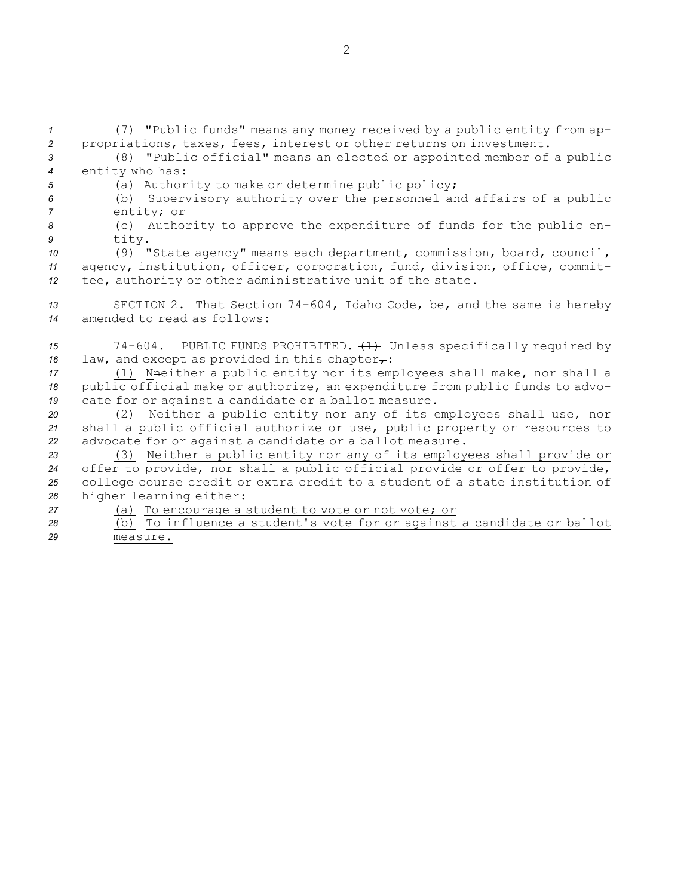(7) "Public funds" means any money received by a public entity from appropriations, taxes, fees, interest or other returns on investment.

(8) "Public official" means an elected or appointed member of a public entity who has:

(a) Authority to make or determine public policy;

(b) Supervisory authority over the personnel and affairs of a public entity; or

(c) Authority to approve the expenditure of funds for the public entity.

(9) "State agency" means each department, commission, board, council, agency, institution, officer, corporation, fund, division, office, committee, authority or other administrative unit of the state.

SECTION 2. That Section 74-604, Idaho Code, be, and the same is hereby amended to read as follows:

74-604. PUBLIC FUNDS PROHIBITED. ~~(1)~~ Unless specifically required by law, and except as provided in this chapter~~,~~:

(1) N~~n~~either a public entity nor its employees shall make, nor shall a public official make or authorize, an expenditure from public funds to advocate for or against a candidate or a ballot measure.

(2) Neither a public entity nor any of its employees shall use, nor shall a public official authorize or use, public property or resources to advocate for or against a candidate or a ballot measure.

(3) Neither a public entity nor any of its employees shall provide or offer to provide, nor shall a public official provide or offer to provide, college course credit or extra credit to a student of a state institution of higher learning either:

(a) To encourage a student to vote or not vote; or

(b) To influence a student's vote for or against a candidate or ballot measure.